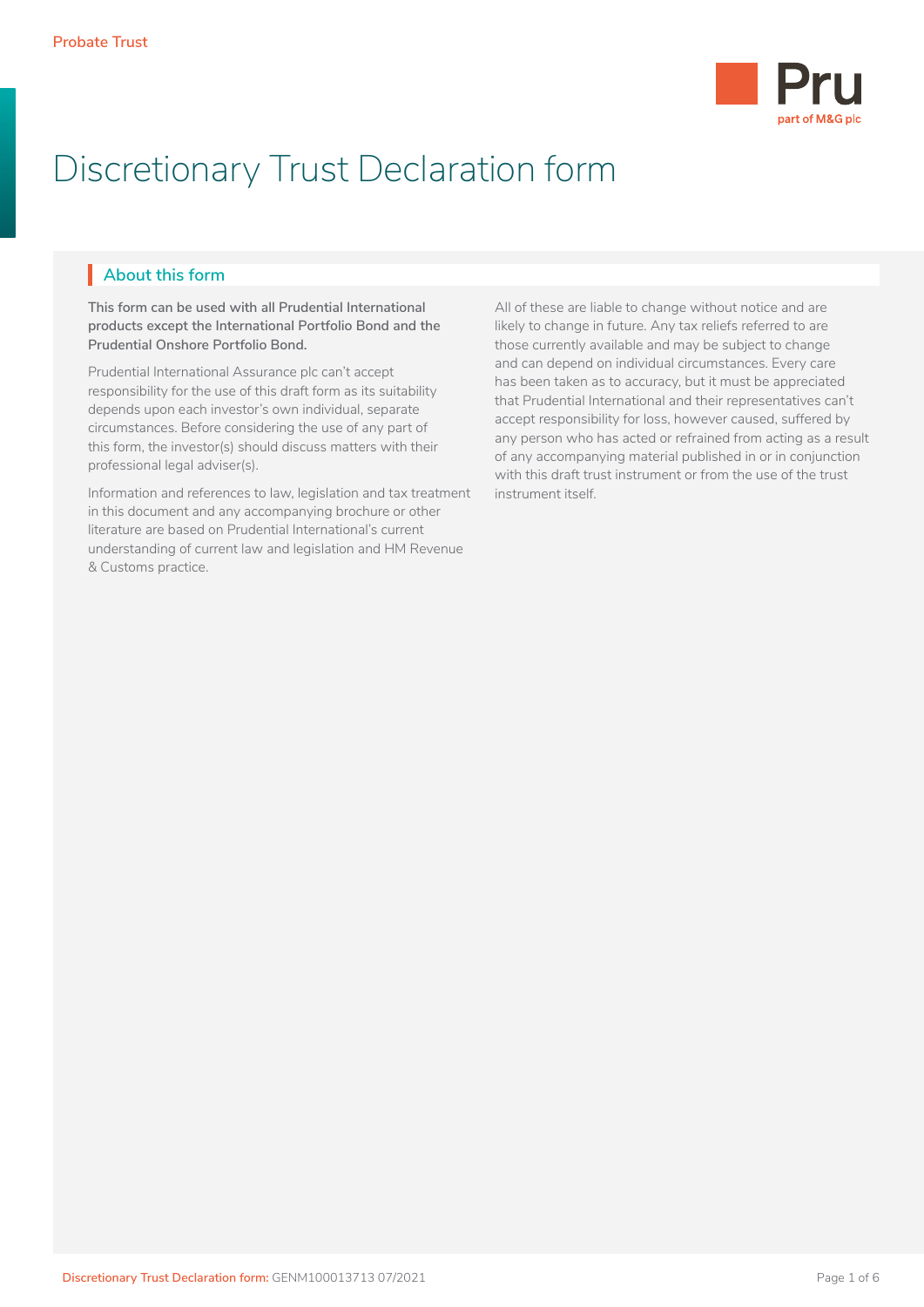# Discretionary Trust Declaration form

## About this form

**This form can be used with all Prudential International products except the International Portfolio Bond and the Prudential Onshore Portfolio Bond.**

Prudential International Assurance plc can't accept responsibility for the use of this draft form as its suitability depends upon each investor's own individual, separate circumstances. Before considering the use of any part of this form, the investor(s) should discuss matters with their professional legal adviser(s).

Information and references to law, legislation and tax treatment in this document and any accompanying brochure or other literature are based on Prudential International's current understanding of current law and legislation and HM Revenue & Customs practice.

All of these are liable to change without notice and are likely to change in future. Any tax reliefs referred to are those currently available and may be subject to change and can depend on individual circumstances. Every care has been taken as to accuracy, but it must be appreciated that Prudential International and their representatives can't accept responsibility for loss, however caused, suffered by any person who has acted or refrained from acting as a result of any accompanying material published in or in conjunction with this draft trust instrument or from the use of the trust instrument itself.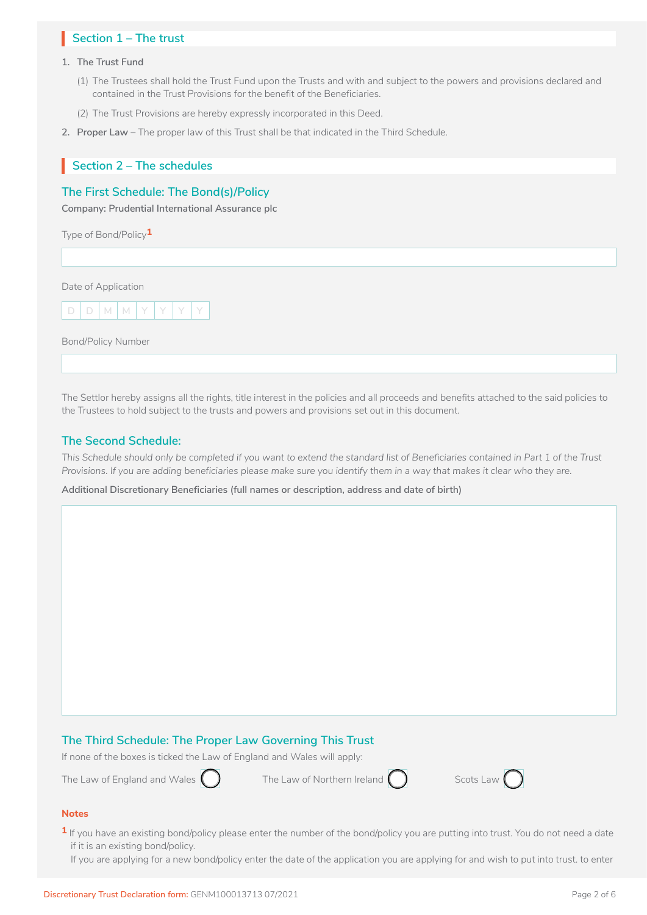## Section 1 – The trust

1. **The Trust Fund**

   (1) The Trustees shall hold the Trust Fund upon the Trusts and with and subject to the powers and provisions declared and contained in the Trust Provisions for the benefit of the Beneficiaries.

   (2) The Trust Provisions are hereby expressly incorporated in this Deed.

2. **Proper Law** – The proper law of this Trust shall be that indicated in the Third Schedule.

## Section 2 – The schedules

### The First Schedule: The Bond(s)/Policy

**Company: Prudential International Assurance plc**

Type of Bond/Policy[1]

Date of Application

D D M M Y Y Y Y

Bond/Policy Number

The Settlor hereby assigns all the rights, title interest in the policies and all proceeds and benefits attached to the said policies to the Trustees to hold subject to the trusts and powers and provisions set out in this document.

### The Second Schedule:

*This Schedule should only be completed if you want to extend the standard list of Beneficiaries contained in Part 1 of the Trust Provisions. If you are adding beneficiaries please make sure you identify them in a way that makes it clear who they are.*

**Additional Discretionary Beneficiaries (full names or description, address and date of birth)**

### The Third Schedule: The Proper Law Governing This Trust

If none of the boxes is ticked the Law of England and Wales will apply:

The Law of England and Wales ◯ The Law of Northern Ireland ◯ Scots Law ◯

**Notes**

[1] If you have an existing bond/policy please enter the number of the bond/policy you are putting into trust. You do not need a date if it is an existing bond/policy.
If you are applying for a new bond/policy enter the date of the application you are applying for and wish to put into trust. to enter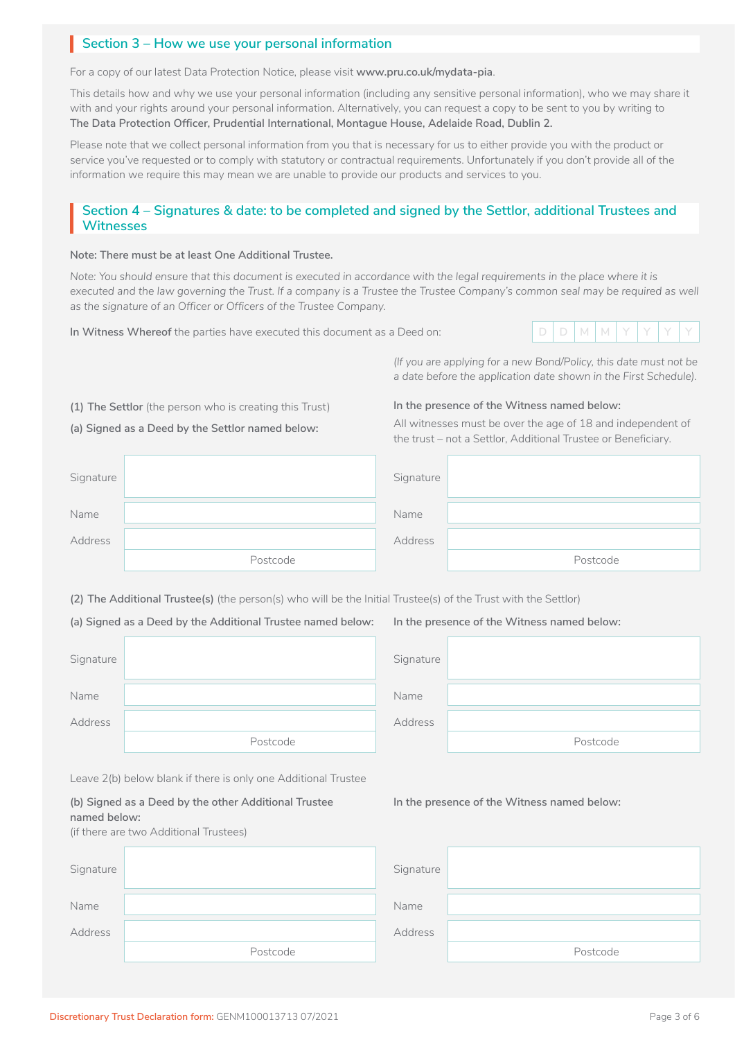## Section 3 – How we use your personal information

For a copy of our latest Data Protection Notice, please visit **www.pru.co.uk/mydata-pia**.

This details how and why we use your personal information (including any sensitive personal information), who we may share it with and your rights around your personal information. Alternatively, you can request a copy to be sent to you by writing to **The Data Protection Officer, Prudential International, Montague House, Adelaide Road, Dublin 2.**

Please note that we collect personal information from you that is necessary for us to either provide you with the product or service you've requested or to comply with statutory or contractual requirements. Unfortunately if you don't provide all of the information we require this may mean we are unable to provide our products and services to you.

## Section 4 – Signatures & date: to be completed and signed by the Settlor, additional Trustees and Witnesses

**Note: There must be at least One Additional Trustee.**

*Note: You should ensure that this document is executed in accordance with the legal requirements in the place where it is executed and the law governing the Trust. If a company is a Trustee the Trustee Company's common seal may be required as well as the signature of an Officer or Officers of the Trustee Company.*

**In Witness Whereof** the parties have executed this document as a Deed on: D D M M Y Y Y Y

*(If you are applying for a new Bond/Policy, this date must not be a date before the application date shown in the First Schedule).*

**(1) The Settlor** (the person who is creating this Trust)

**(a) Signed as a Deed by the Settlor named below:**

| | |
|---|---|
| Signature | |
| Name | |
| Address | |
| | Postcode |

**In the presence of the Witness named below:**

All witnesses must be over the age of 18 and independent of the trust – not a Settlor, Additional Trustee or Beneficiary.

| | |
|---|---|
| Signature | |
| Name | |
| Address | |
| | Postcode |

**(2) The Additional Trustee(s)** (the person(s) who will be the Initial Trustee(s) of the Trust with the Settlor)

**(a) Signed as a Deed by the Additional Trustee named below:**

| | |
|---|---|
| Signature | |
| Name | |
| Address | |
| | Postcode |

**In the presence of the Witness named below:**

| | |
|---|---|
| Signature | |
| Name | |
| Address | |
| | Postcode |

Leave 2(b) below blank if there is only one Additional Trustee

**(b) Signed as a Deed by the other Additional Trustee named below:**
(if there are two Additional Trustees)

| | |
|---|---|
| Signature | |
| Name | |
| Address | |
| | Postcode |

**In the presence of the Witness named below:**

| | |
|---|---|
| Signature | |
| Name | |
| Address | |
| | Postcode |

Discretionary Trust Declaration form: GENM100013713 07/2021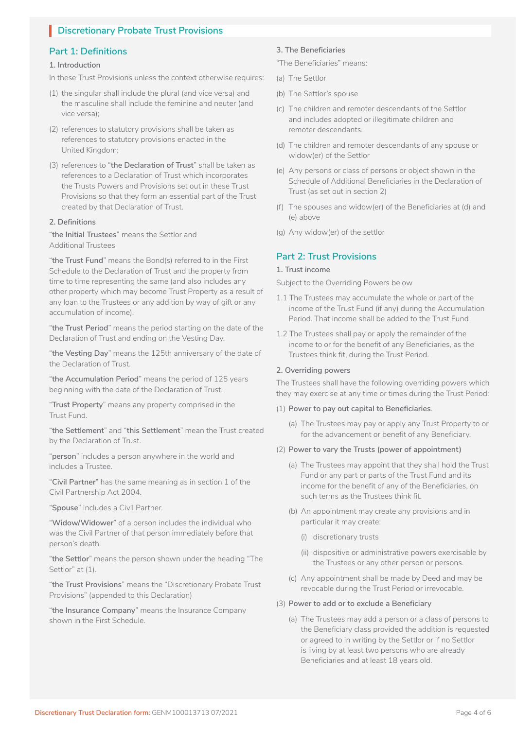## Discretionary Probate Trust Provisions

## Part 1: Definitions

### 1. Introduction

In these Trust Provisions unless the context otherwise requires:

(1) the singular shall include the plural (and vice versa) and the masculine shall include the feminine and neuter (and vice versa);

(2) references to statutory provisions shall be taken as references to statutory provisions enacted in the United Kingdom;

(3) references to "**the Declaration of Trust**" shall be taken as references to a Declaration of Trust which incorporates the Trusts Powers and Provisions set out in these Trust Provisions so that they form an essential part of the Trust created by that Declaration of Trust.

### 2. Definitions

"**the Initial Trustees**" means the Settlor and Additional Trustees

"**the Trust Fund**" means the Bond(s) referred to in the First Schedule to the Declaration of Trust and the property from time to time representing the same (and also includes any other property which may become Trust Property as a result of any loan to the Trustees or any addition by way of gift or any accumulation of income).

"**the Trust Period**" means the period starting on the date of the Declaration of Trust and ending on the Vesting Day.

"**the Vesting Day**" means the 125th anniversary of the date of the Declaration of Trust.

"**the Accumulation Period**" means the period of 125 years beginning with the date of the Declaration of Trust.

"**Trust Property**" means any property comprised in the Trust Fund.

"**the Settlement**" and "**this Settlement**" mean the Trust created by the Declaration of Trust.

"**person**" includes a person anywhere in the world and includes a Trustee.

"**Civil Partner**" has the same meaning as in section 1 of the Civil Partnership Act 2004.

"**Spouse**" includes a Civil Partner.

"**Widow/Widower**" of a person includes the individual who was the Civil Partner of that person immediately before that person's death.

"**the Settlor**" means the person shown under the heading "The Settlor" at (1).

"**the Trust Provisions**" means the "Discretionary Probate Trust Provisions" (appended to this Declaration)

"**the Insurance Company**" means the Insurance Company shown in the First Schedule.

### 3. The Beneficiaries

"The Beneficiaries" means:

(a) The Settlor

(b) The Settlor's spouse

(c) The children and remoter descendants of the Settlor and includes adopted or illegitimate children and remoter descendants.

(d) The children and remoter descendants of any spouse or widow(er) of the Settlor

(e) Any persons or class of persons or object shown in the Schedule of Additional Beneficiaries in the Declaration of Trust (as set out in section 2)

(f) The spouses and widow(er) of the Beneficiaries at (d) and (e) above

(g) Any widow(er) of the settlor

## Part 2: Trust Provisions

### 1. Trust income

Subject to the Overriding Powers below

1.1 The Trustees may accumulate the whole or part of the income of the Trust Fund (if any) during the Accumulation Period. That income shall be added to the Trust Fund

1.2 The Trustees shall pay or apply the remainder of the income to or for the benefit of any Beneficiaries, as the Trustees think fit, during the Trust Period.

### 2. Overriding powers

The Trustees shall have the following overriding powers which they may exercise at any time or times during the Trust Period:

(1) **Power to pay out capital to Beneficiaries**.

(a) The Trustees may pay or apply any Trust Property to or for the advancement or benefit of any Beneficiary.

(2) **Power to vary the Trusts (power of appointment)**

(a) The Trustees may appoint that they shall hold the Trust Fund or any part or parts of the Trust Fund and its income for the benefit of any of the Beneficiaries, on such terms as the Trustees think fit.

(b) An appointment may create any provisions and in particular it may create:

(i) discretionary trusts

(ii) dispositive or administrative powers exercisable by the Trustees or any other person or persons.

(c) Any appointment shall be made by Deed and may be revocable during the Trust Period or irrevocable.

(3) **Power to add or to exclude a Beneficiary**

(a) The Trustees may add a person or a class of persons to the Beneficiary class provided the addition is requested or agreed to in writing by the Settlor or if no Settlor is living by at least two persons who are already Beneficiaries and at least 18 years old.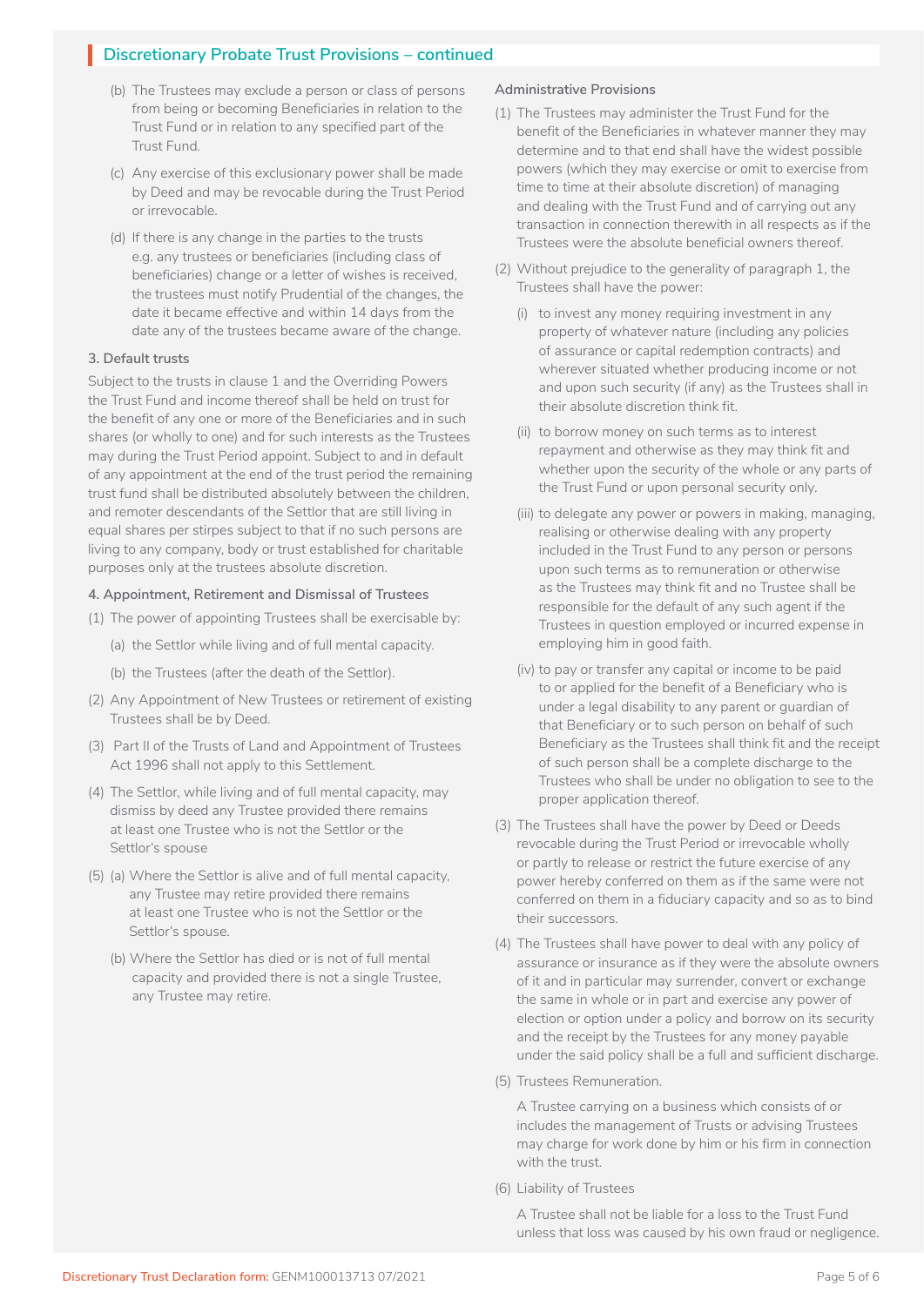## Discretionary Probate Trust Provisions – continued

(b) The Trustees may exclude a person or class of persons from being or becoming Beneficiaries in relation to the Trust Fund or in relation to any specified part of the Trust Fund.

(c) Any exercise of this exclusionary power shall be made by Deed and may be revocable during the Trust Period or irrevocable.

(d) If there is any change in the parties to the trusts e.g. any trustees or beneficiaries (including class of beneficiaries) change or a letter of wishes is received, the trustees must notify Prudential of the changes, the date it became effective and within 14 days from the date any of the trustees became aware of the change.

### 3. Default trusts

Subject to the trusts in clause 1 and the Overriding Powers the Trust Fund and income thereof shall be held on trust for the benefit of any one or more of the Beneficiaries and in such shares (or wholly to one) and for such interests as the Trustees may during the Trust Period appoint. Subject to and in default of any appointment at the end of the trust period the remaining trust fund shall be distributed absolutely between the children, and remoter descendants of the Settlor that are still living in equal shares per stirpes subject to that if no such persons are living to any company, body or trust established for charitable purposes only at the trustees absolute discretion.

### 4. Appointment, Retirement and Dismissal of Trustees

(1) The power of appointing Trustees shall be exercisable by:

(a) the Settlor while living and of full mental capacity.

(b) the Trustees (after the death of the Settlor).

(2) Any Appointment of New Trustees or retirement of existing Trustees shall be by Deed.

(3) Part II of the Trusts of Land and Appointment of Trustees Act 1996 shall not apply to this Settlement.

(4) The Settlor, while living and of full mental capacity, may dismiss by deed any Trustee provided there remains at least one Trustee who is not the Settlor or the Settlor's spouse

(5) (a) Where the Settlor is alive and of full mental capacity, any Trustee may retire provided there remains at least one Trustee who is not the Settlor or the Settlor's spouse.

(b) Where the Settlor has died or is not of full mental capacity and provided there is not a single Trustee, any Trustee may retire.

### Administrative Provisions

(1) The Trustees may administer the Trust Fund for the benefit of the Beneficiaries in whatever manner they may determine and to that end shall have the widest possible powers (which they may exercise or omit to exercise from time to time at their absolute discretion) of managing and dealing with the Trust Fund and of carrying out any transaction in connection therewith in all respects as if the Trustees were the absolute beneficial owners thereof.

(2) Without prejudice to the generality of paragraph 1, the Trustees shall have the power:

(i) to invest any money requiring investment in any property of whatever nature (including any policies of assurance or capital redemption contracts) and wherever situated whether producing income or not and upon such security (if any) as the Trustees shall in their absolute discretion think fit.

(ii) to borrow money on such terms as to interest repayment and otherwise as they may think fit and whether upon the security of the whole or any parts of the Trust Fund or upon personal security only.

(iii) to delegate any power or powers in making, managing, realising or otherwise dealing with any property included in the Trust Fund to any person or persons upon such terms as to remuneration or otherwise as the Trustees may think fit and no Trustee shall be responsible for the default of any such agent if the Trustees in question employed or incurred expense in employing him in good faith.

(iv) to pay or transfer any capital or income to be paid to or applied for the benefit of a Beneficiary who is under a legal disability to any parent or guardian of that Beneficiary or to such person on behalf of such Beneficiary as the Trustees shall think fit and the receipt of such person shall be a complete discharge to the Trustees who shall be under no obligation to see to the proper application thereof.

(3) The Trustees shall have the power by Deed or Deeds revocable during the Trust Period or irrevocable wholly or partly to release or restrict the future exercise of any power hereby conferred on them as if the same were not conferred on them in a fiduciary capacity and so as to bind their successors.

(4) The Trustees shall have power to deal with any policy of assurance or insurance as if they were the absolute owners of it and in particular may surrender, convert or exchange the same in whole or in part and exercise any power of election or option under a policy and borrow on its security and the receipt by the Trustees for any money payable under the said policy shall be a full and sufficient discharge.

(5) Trustees Remuneration.

A Trustee carrying on a business which consists of or includes the management of Trusts or advising Trustees may charge for work done by him or his firm in connection with the trust.

(6) Liability of Trustees

A Trustee shall not be liable for a loss to the Trust Fund unless that loss was caused by his own fraud or negligence.

Discretionary Trust Declaration form: GENM100013713 07/2021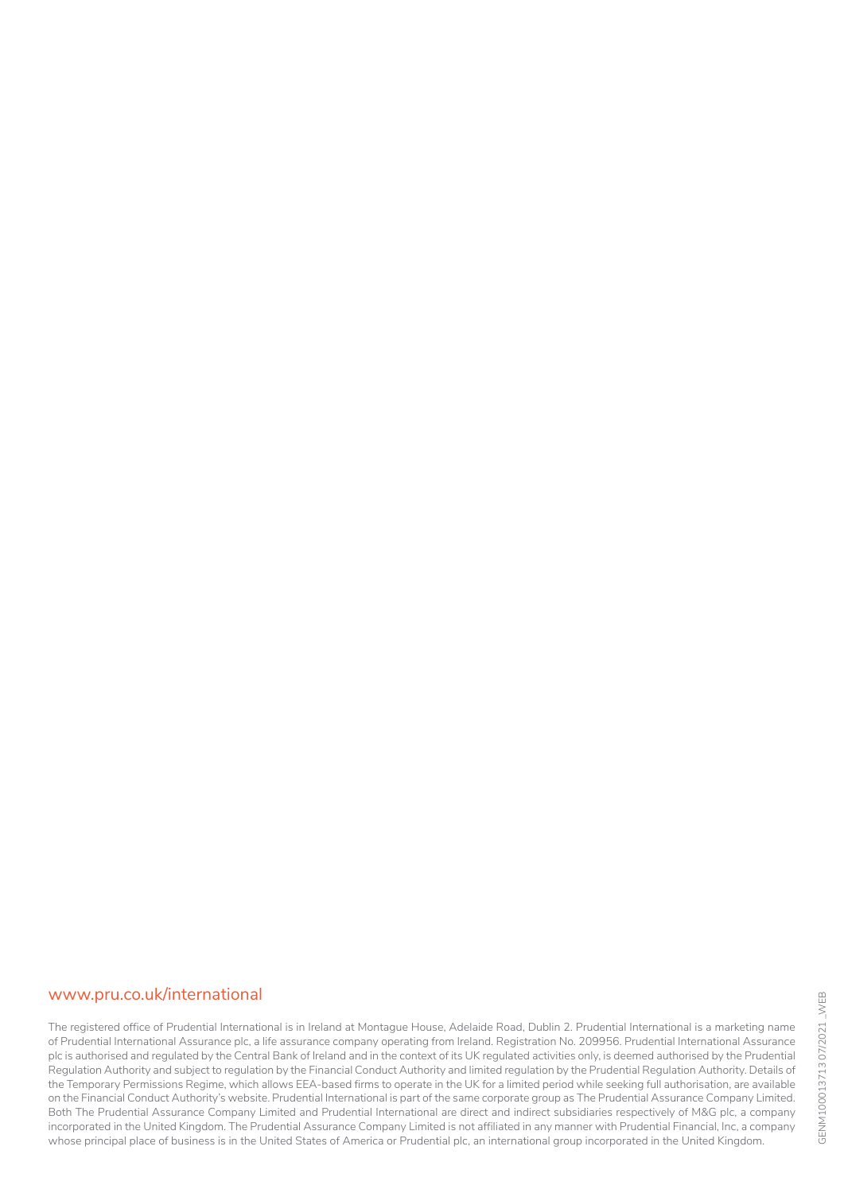www.pru.co.uk/international

The registered office of Prudential International is in Ireland at Montague House, Adelaide Road, Dublin 2. Prudential International is a marketing name of Prudential International Assurance plc, a life assurance company operating from Ireland. Registration No. 209956. Prudential International Assurance plc is authorised and regulated by the Central Bank of Ireland and in the context of its UK regulated activities only, is deemed authorised by the Prudential Regulation Authority and subject to regulation by the Financial Conduct Authority and limited regulation by the Prudential Regulation Authority. Details of the Temporary Permissions Regime, which allows EEA-based firms to operate in the UK for a limited period while seeking full authorisation, are available on the Financial Conduct Authority's website. Prudential International is part of the same corporate group as The Prudential Assurance Company Limited. Both The Prudential Assurance Company Limited and Prudential International are direct and indirect subsidiaries respectively of M&G plc, a company incorporated in the United Kingdom. The Prudential Assurance Company Limited is not affiliated in any manner with Prudential Financial, Inc, a company whose principal place of business is in the United States of America or Prudential plc, an international group incorporated in the United Kingdom.

GENM10001371307/2021 _WEB